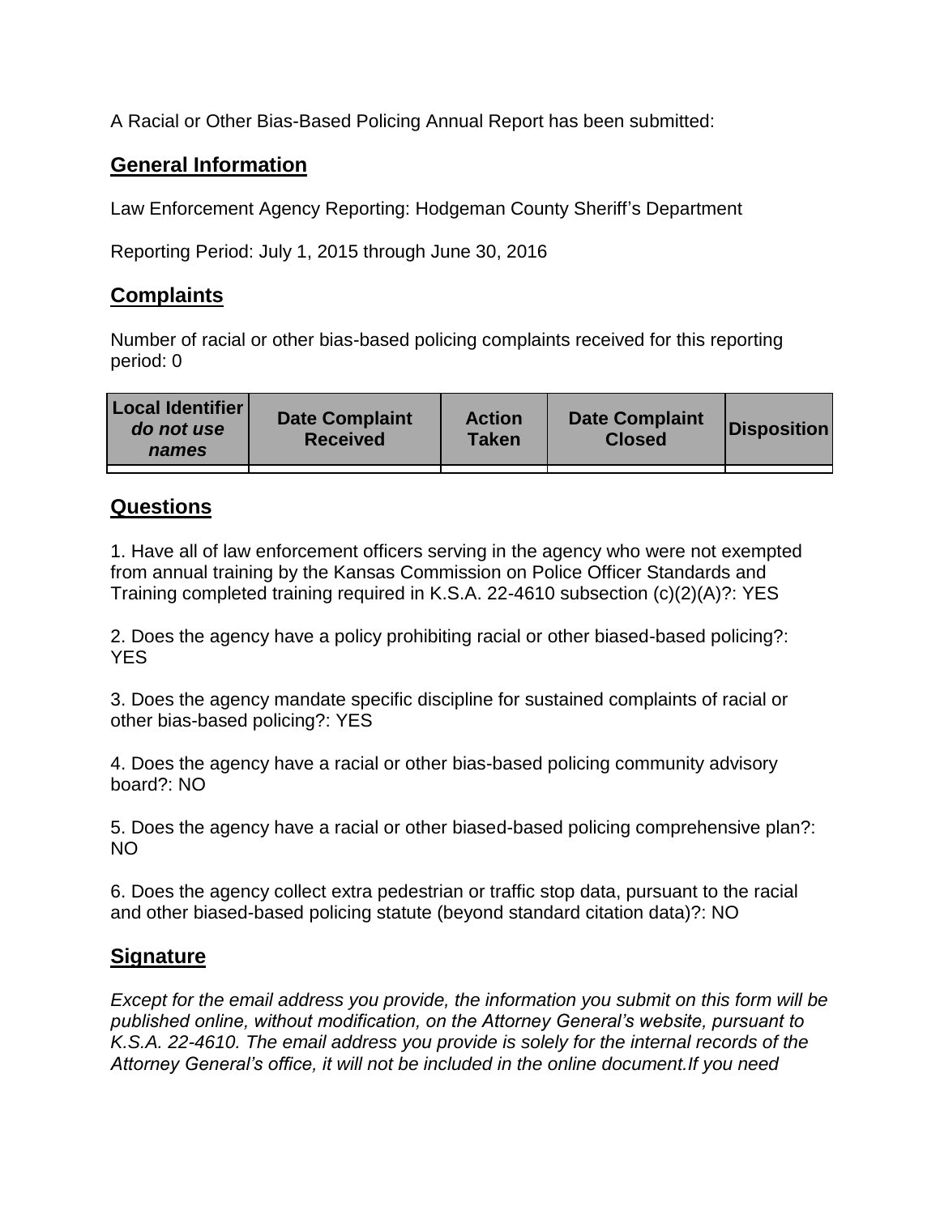A Racial or Other Bias-Based Policing Annual Report has been submitted:

## General Information

Law Enforcement Agency Reporting: Hodgeman County Sheriff's Department

Reporting Period: July 1, 2015 through June 30, 2016

## Complaints

Number of racial or other bias-based policing complaints received for this reporting period: 0

| **Local Identifier** ***do not use names*** | **Date Complaint Received** | **Action Taken** | **Date Complaint Closed** | **Disposition** |
| --- | --- | --- | --- | --- |
| | | | | |

## Questions

1. Have all of law enforcement officers serving in the agency who were not exempted from annual training by the Kansas Commission on Police Officer Standards and Training completed training required in K.S.A. 22-4610 subsection (c)(2)(A)?: YES

2. Does the agency have a policy prohibiting racial or other biased-based policing?: YES

3. Does the agency mandate specific discipline for sustained complaints of racial or other bias-based policing?: YES

4. Does the agency have a racial or other bias-based policing community advisory board?: NO

5. Does the agency have a racial or other biased-based policing comprehensive plan?: NO

6. Does the agency collect extra pedestrian or traffic stop data, pursuant to the racial and other biased-based policing statute (beyond standard citation data)?: NO

## Signature

*Except for the email address you provide, the information you submit on this form will be published online, without modification, on the Attorney General's website, pursuant to K.S.A. 22-4610. The email address you provide is solely for the internal records of the Attorney General's office, it will not be included in the online document.If you need*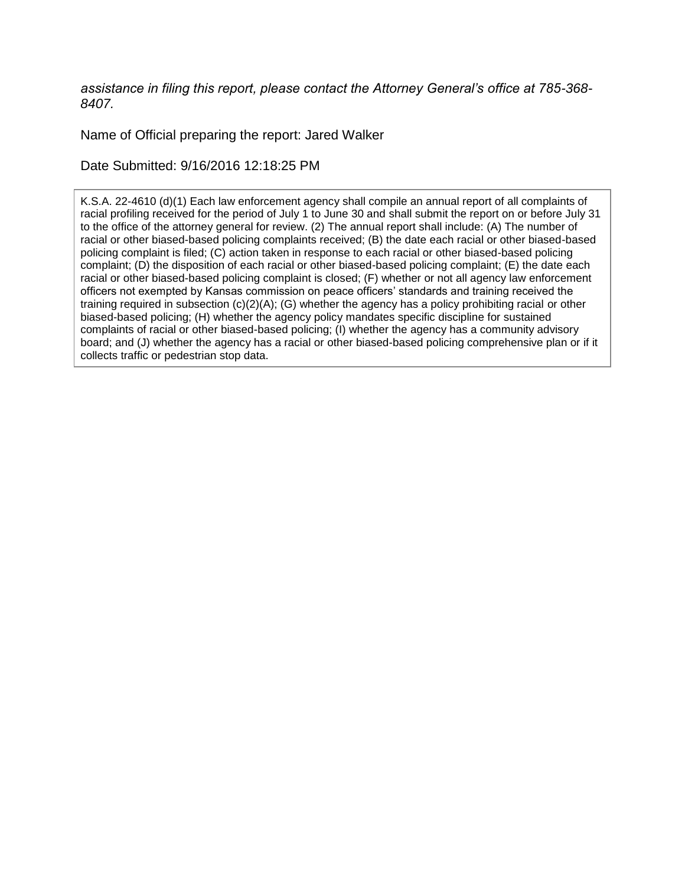*assistance in filing this report, please contact the Attorney General's office at 785-368-8407.*

Name of Official preparing the report: Jared Walker

Date Submitted: 9/16/2016 12:18:25 PM

K.S.A. 22-4610 (d)(1) Each law enforcement agency shall compile an annual report of all complaints of racial profiling received for the period of July 1 to June 30 and shall submit the report on or before July 31 to the office of the attorney general for review. (2) The annual report shall include: (A) The number of racial or other biased-based policing complaints received; (B) the date each racial or other biased-based policing complaint is filed; (C) action taken in response to each racial or other biased-based policing complaint; (D) the disposition of each racial or other biased-based policing complaint; (E) the date each racial or other biased-based policing complaint is closed; (F) whether or not all agency law enforcement officers not exempted by Kansas commission on peace officers' standards and training received the training required in subsection (c)(2)(A); (G) whether the agency has a policy prohibiting racial or other biased-based policing; (H) whether the agency policy mandates specific discipline for sustained complaints of racial or other biased-based policing; (I) whether the agency has a community advisory board; and (J) whether the agency has a racial or other biased-based policing comprehensive plan or if it collects traffic or pedestrian stop data.